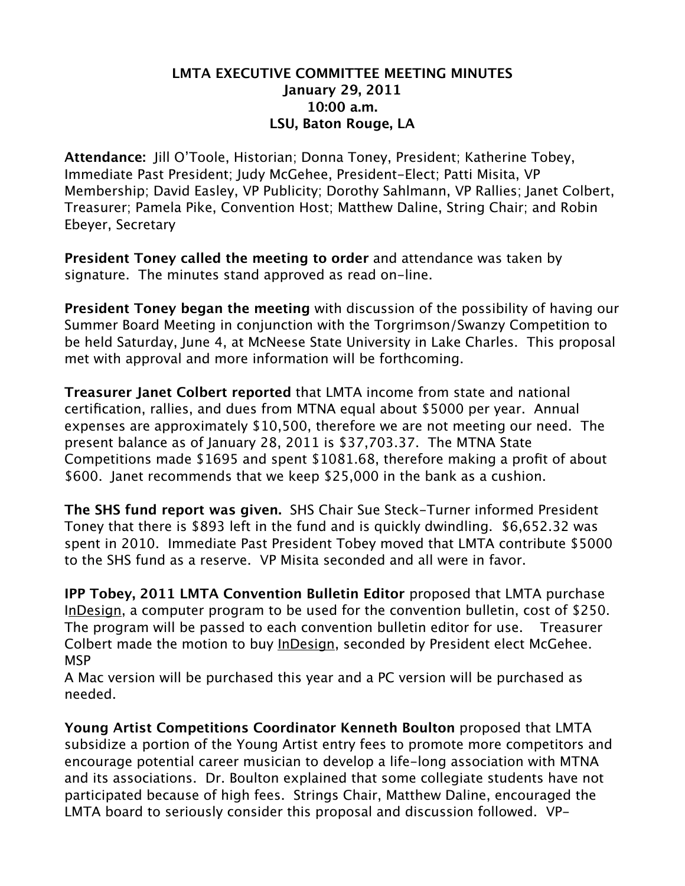**LMTA EXECUTIVE COMMITTEE MEETING MINUTES**
**January 29, 2011**
**10:00 a.m.**
**LSU, Baton Rouge, LA**

**Attendance:** Jill O'Toole, Historian; Donna Toney, President; Katherine Tobey, Immediate Past President; Judy McGehee, President-Elect; Patti Misita, VP Membership; David Easley, VP Publicity; Dorothy Sahlmann, VP Rallies; Janet Colbert, Treasurer; Pamela Pike, Convention Host; Matthew Daline, String Chair; and Robin Ebeyer, Secretary

**President Toney called the meeting to order** and attendance was taken by signature. The minutes stand approved as read on-line.

**President Toney began the meeting** with discussion of the possibility of having our Summer Board Meeting in conjunction with the Torgrimson/Swanzy Competition to be held Saturday, June 4, at McNeese State University in Lake Charles. This proposal met with approval and more information will be forthcoming.

**Treasurer Janet Colbert reported** that LMTA income from state and national certification, rallies, and dues from MTNA equal about $5000 per year. Annual expenses are approximately $10,500, therefore we are not meeting our need. The present balance as of January 28, 2011 is $37,703.37. The MTNA State Competitions made $1695 and spent $1081.68, therefore making a profit of about $600. Janet recommends that we keep $25,000 in the bank as a cushion.

**The SHS fund report was given.** SHS Chair Sue Steck-Turner informed President Toney that there is $893 left in the fund and is quickly dwindling. $6,652.32 was spent in 2010. Immediate Past President Tobey moved that LMTA contribute $5000 to the SHS fund as a reserve. VP Misita seconded and all were in favor.

**IPP Tobey, 2011 LMTA Convention Bulletin Editor** proposed that LMTA purchase InDesign, a computer program to be used for the convention bulletin, cost of $250. The program will be passed to each convention bulletin editor for use. Treasurer Colbert made the motion to buy InDesign, seconded by President elect McGehee. MSP

A Mac version will be purchased this year and a PC version will be purchased as needed.

**Young Artist Competitions Coordinator Kenneth Boulton** proposed that LMTA subsidize a portion of the Young Artist entry fees to promote more competitors and encourage potential career musician to develop a life-long association with MTNA and its associations. Dr. Boulton explained that some collegiate students have not participated because of high fees. Strings Chair, Matthew Daline, encouraged the LMTA board to seriously consider this proposal and discussion followed. VP-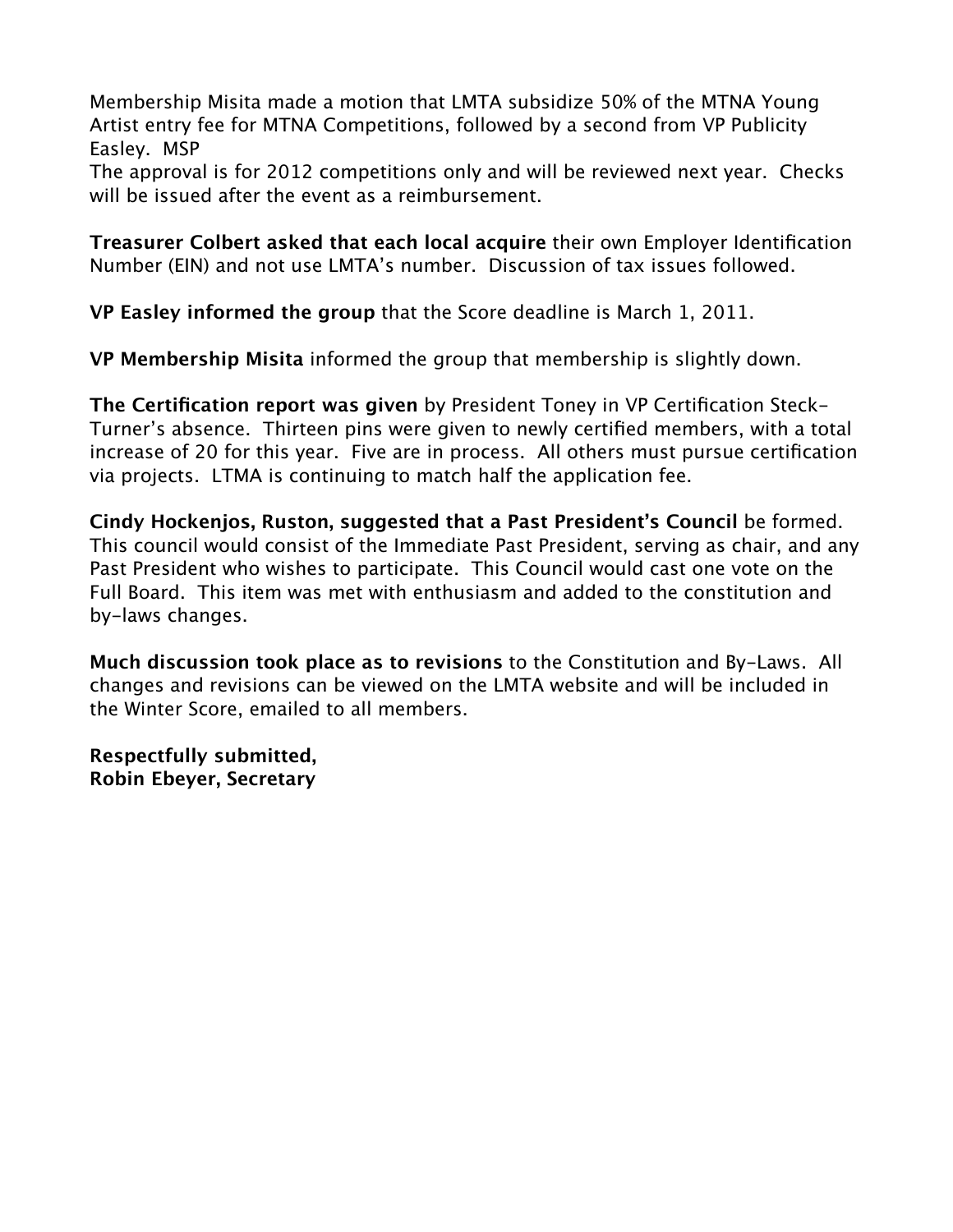Membership Misita made a motion that LMTA subsidize 50% of the MTNA Young Artist entry fee for MTNA Competitions, followed by a second from VP Publicity Easley. MSP
The approval is for 2012 competitions only and will be reviewed next year. Checks will be issued after the event as a reimbursement.

**Treasurer Colbert asked that each local acquire** their own Employer Identification Number (EIN) and not use LMTA's number. Discussion of tax issues followed.

**VP Easley informed the group** that the Score deadline is March 1, 2011.

**VP Membership Misita** informed the group that membership is slightly down.

**The Certification report was given** by President Toney in VP Certification Steck-Turner's absence. Thirteen pins were given to newly certified members, with a total increase of 20 for this year. Five are in process. All others must pursue certification via projects. LTMA is continuing to match half the application fee.

**Cindy Hockenjos, Ruston, suggested that a Past President's Council** be formed. This council would consist of the Immediate Past President, serving as chair, and any Past President who wishes to participate. This Council would cast one vote on the Full Board. This item was met with enthusiasm and added to the constitution and by-laws changes.

**Much discussion took place as to revisions** to the Constitution and By-Laws. All changes and revisions can be viewed on the LMTA website and will be included in the Winter Score, emailed to all members.

**Respectfully submitted,**
**Robin Ebeyer, Secretary**